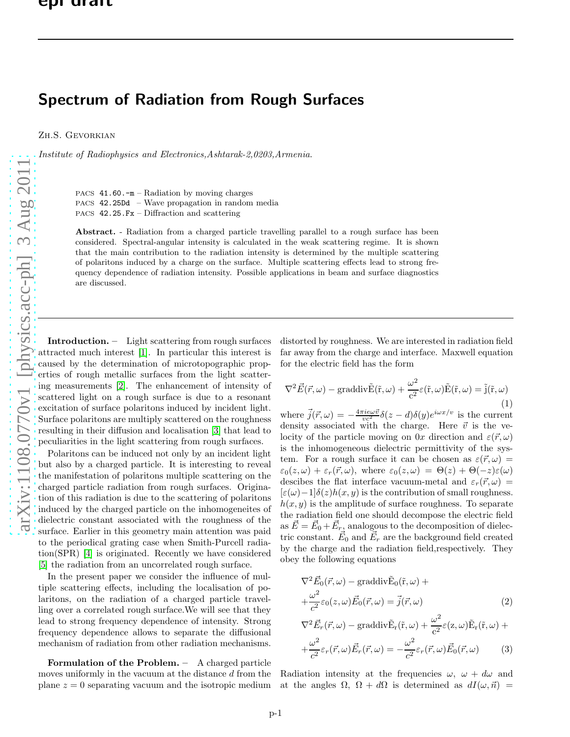# Spectrum of Radiation from Rough Surfaces

Zh.S. Gevorkian

*Institute of Radiophysics and Electronics,Ashtarak-2,0203,Armenia.*

PACS 41.60.-m – Radiation by moving charges
PACS 42.25Dd – Wave propagation in random media
PACS 42.25.Fx – Diffraction and scattering

**Abstract.** - Radiation from a charged particle travelling parallel to a rough surface has been considered. Spectral-angular intensity is calculated in the weak scattering regime. It is shown that the main contribution to the radiation intensity is determined by the multiple scattering of polaritons induced by a charge on the surface. Multiple scattering effects lead to strong frequency dependence of radiation intensity. Possible applications in beam and surface diagnostics are discussed.

**Introduction.** – Light scattering from rough surfaces attracted much interest [1]. In particular this interest is caused by the determination of microtopographic properties of rough metallic surfaces from the light scattering measurements [2]. The enhancement of intensity of scattered light on a rough surface is due to a resonant excitation of surface polaritons induced by incident light. Surface polaritons are multiply scattered on the roughness resulting in their diffusion and localisation [3] that lead to peculiarities in the light scattering from rough surfaces.

Polaritons can be induced not only by an incident light but also by a charged particle. It is interesting to reveal the manifestation of polaritons multiple scattering on the charged particle radiation from rough surfaces. Origination of this radiation is due to the scattering of polaritons induced by the charged particle on the inhomogeneites of dielectric constant associated with the roughness of the surface. Earlier in this geometry main attention was paid to the periodical grating case when Smith-Purcell radiation(SPR) [4] is originated. Recently we have considered [5] the radiation from an uncorrelated rough surface.

In the present paper we consider the influence of multiple scattering effects, including the localisation of polaritons, on the radiation of a charged particle travelling over a correlated rough surface.We will see that they lead to strong frequency dependence of intensity. Strong frequency dependence allows to separate the diffusional mechanism of radiation from other radiation mechanisms.

**Formulation of the Problem.** – A charged particle moves uniformly in the vacuum at the distance $d$ from the plane $z = 0$ separating vacuum and the isotropic medium distorted by roughness. We are interested in radiation field far away from the charge and interface. Maxwell equation for the electric field has the form

$$\nabla^2 \vec{E}(\vec{r},\omega) - \mathrm{grad}\,\mathrm{div}\vec{E}(\vec{r},\omega) + \frac{\omega^2}{c^2}\varepsilon(\vec{r},\omega)\vec{E}(\vec{r},\omega) = \vec{j}(\vec{r},\omega) \tag{1}$$

where $\vec{j}(\vec{r},\omega) = -\frac{4\pi i e\omega\vec{v}}{vc^2}\delta(z-d)\delta(y)e^{i\omega x/v}$ is the current density associated with the charge. Here $\vec{v}$ is the velocity of the particle moving on $0x$ direction and $\varepsilon(\vec{r},\omega)$ is the inhomogeneous dielectric permittivity of the system. For a rough surface it can be chosen as $\varepsilon(\vec{r},\omega) = \varepsilon_0(z,\omega) + \varepsilon_r(\vec{r},\omega)$, where $\varepsilon_0(z,\omega) = \Theta(z) + \Theta(-z)\varepsilon(\omega)$ descibes the flat interface vacuum-metal and $\varepsilon_r(\vec{r},\omega) = [\varepsilon(\omega)-1]\delta(z)h(x,y)$ is the contribution of small roughness. $h(x,y)$ is the amplitude of surface roughness. To separate the radiation field one should decompose the electric field as $\vec{E} = \vec{E}_0 + \vec{E}_r$, analogous to the decomposition of dielectric constant. $\vec{E}_0$ and $\vec{E}_r$ are the background field created by the charge and the radiation field,respectively. They obey the following equations

$$\nabla^2 \vec{E}_0(\vec{r},\omega) - \mathrm{grad}\,\mathrm{div}\vec{E}_0(\vec{r},\omega) + \frac{\omega^2}{c^2}\varepsilon_0(z,\omega)\vec{E}_0(\vec{r},\omega) = \vec{j}(\vec{r},\omega) \tag{2}$$

$$\nabla^2 \vec{E}_r(\vec{r},\omega) - \mathrm{grad}\,\mathrm{div}\vec{E}_r(\vec{r},\omega) + \frac{\omega^2}{c^2}\varepsilon(z,\omega)\vec{E}_r(\vec{r},\omega) + \frac{\omega^2}{c^2}\varepsilon_r(\vec{r},\omega)\vec{E}_r(\vec{r},\omega) = -\frac{\omega^2}{c^2}\varepsilon_r(\vec{r},\omega)\vec{E}_0(\vec{r},\omega) \tag{3}$$

Radiation intensity at the frequencies $\omega$, $\omega + d\omega$ and at the angles $\Omega$, $\Omega + d\Omega$ is determined as $dI(\omega,\vec{n}) =$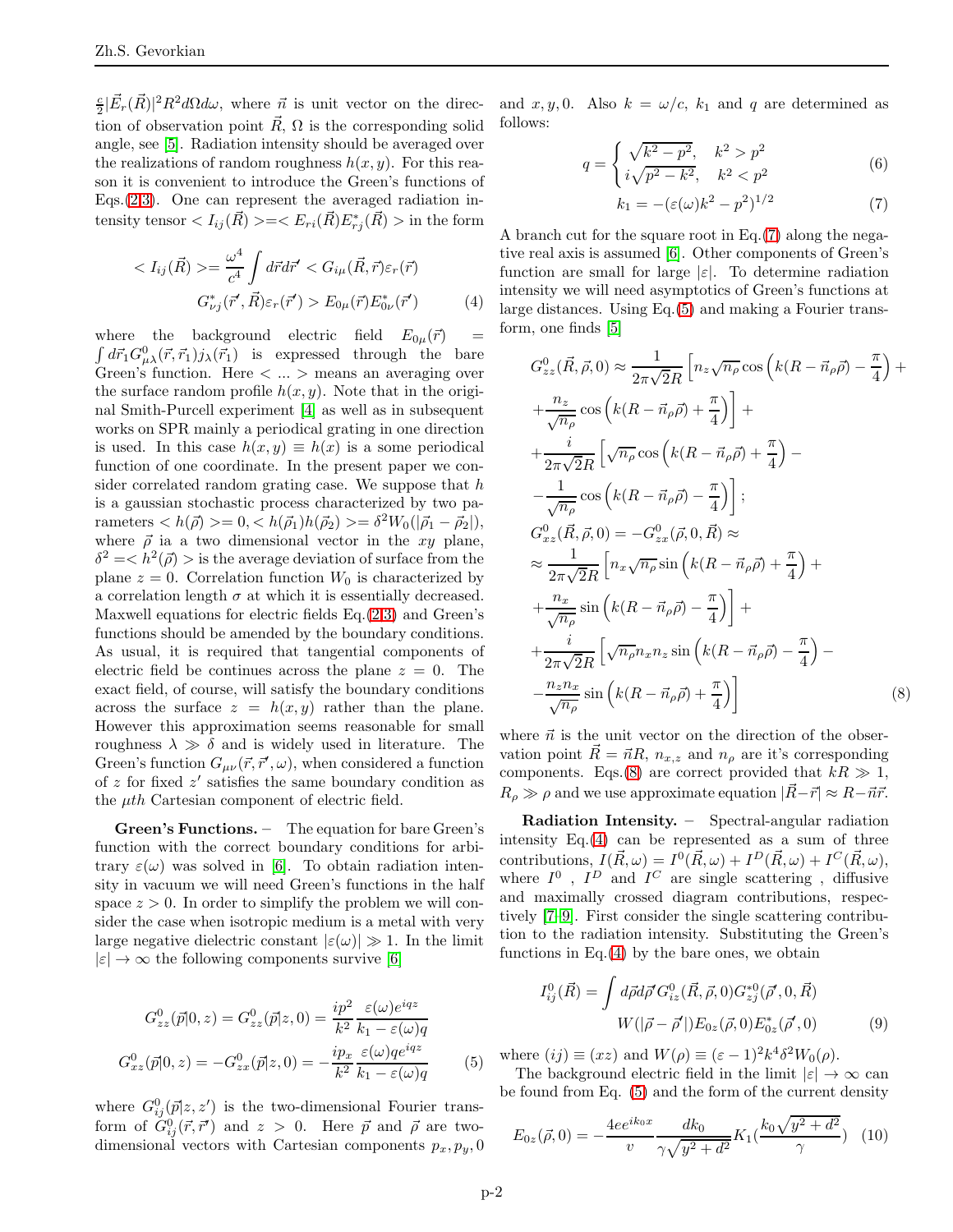$\frac{c}{2}|\vec{E}_r(\vec{R})|^2 R^2 d\Omega d\omega$, where $\vec{n}$ is unit vector on the direction of observation point $\vec{R}$, $\Omega$ is the corresponding solid angle, see [5]. Radiation intensity should be averaged over the realizations of random roughness $h(x,y)$. For this reason it is convenient to introduce the Green's functions of Eqs.(2,3). One can represent the averaged radiation intensity tensor $< I_{ij}(\vec{R}) >=< E_{ri}(\vec{R})E^*_{rj}(\vec{R}) >$ in the form

$$< I_{ij}(\vec{R}) >= \frac{\omega^4}{c^4}\int d\vec{r}d\vec{r}' < G_{i\mu}(\vec{R},\vec{r})\varepsilon_r(\vec{r}) G^*_{\nu j}(\vec{r}',\vec{R})\varepsilon_r(\vec{r}') > E_{0\mu}(\vec{r})E^*_{0\nu}(\vec{r}') \quad (4)$$

where the background electric field $E_{0\mu}(\vec{r}) = \int d\vec{r}_1 G^0_{\mu\lambda}(\vec{r},\vec{r}_1)j_\lambda(\vec{r}_1)$ is expressed through the bare Green's function. Here $< ... >$ means an averaging over the surface random profile $h(x,y)$. Note that in the original Smith-Purcell experiment [4] as well as in subsequent works on SPR mainly a periodical grating in one direction is used. In this case $h(x,y) \equiv h(x)$ is a some periodical function of one coordinate. In the present paper we consider correlated random grating case. We suppose that $h$ is a gaussian stochastic process characterized by two parameters $< h(\vec{\rho}) >= 0, < h(\vec{\rho}_1)h(\vec{\rho}_2) >= \delta^2 W_0(|\vec{\rho}_1 - \vec{\rho}_2|)$, where $\vec{\rho}$ ia a two dimensional vector in the $xy$ plane, $\delta^2 =< h^2(\vec{\rho}) >$ is the average deviation of surface from the plane $z = 0$. Correlation function $W_0$ is characterized by a correlation length $\sigma$ at which it is essentially decreased. Maxwell equations for electric fields Eq.(2,3) and Green's functions should be amended by the boundary conditions. As usual, it is required that tangential components of electric field be continues across the plane $z = 0$. The exact field, of course, will satisfy the boundary conditions across the surface $z = h(x,y)$ rather than the plane. However this approximation seems reasonable for small roughness $\lambda \gg \delta$ and is widely used in literature. The Green's function $G_{\mu\nu}(\vec{r},\vec{r}',\omega)$, when considered a function of $z$ for fixed $z'$ satisfies the same boundary condition as the $\mu th$ Cartesian component of electric field.

**Green's Functions.** – The equation for bare Green's function with the correct boundary conditions for arbitrary $\varepsilon(\omega)$ was solved in [6]. To obtain radiation intensity in vacuum we will need Green's functions in the half space $z > 0$. In order to simplify the problem we will consider the case when isotropic medium is a metal with very large negative dielectric constant $|\varepsilon(\omega)| \gg 1$. In the limit $|\varepsilon| \to \infty$ the following components survive [6]

$$G^0_{zz}(\vec{p}|0,z) = G^0_{zz}(\vec{p}|z,0) = \frac{ip^2}{k^2}\frac{\varepsilon(\omega)e^{iqz}}{k_1 - \varepsilon(\omega)q}$$
$$G^0_{xz}(\vec{p}|0,z) = -G^0_{zx}(\vec{p}|z,0) = -\frac{ip_x}{k^2}\frac{\varepsilon(\omega)qe^{iqz}}{k_1 - \varepsilon(\omega)q} \quad (5)$$

where $G^0_{ij}(\vec{p}|z,z')$ is the two-dimensional Fourier transform of $G^0_{ij}(\vec{r},\vec{r}')$ and $z > 0$. Here $\vec{p}$ and $\vec{\rho}$ are two-dimensional vectors with Cartesian components $p_x, p_y, 0$ and $x, y, 0$. Also $k = \omega/c$, $k_1$ and $q$ are determined as follows:

$$q = \begin{cases} \sqrt{k^2 - p^2}, & k^2 > p^2 \\ i\sqrt{p^2 - k^2}, & k^2 < p^2 \end{cases} \quad (6)$$

$$k_1 = -(\varepsilon(\omega)k^2 - p^2)^{1/2} \quad (7)$$

A branch cut for the square root in Eq.(7) along the negative real axis is assumed [6]. Other components of Green's function are small for large $|\varepsilon|$. To determine radiation intensity we will need asymptotics of Green's functions at large distances. Using Eq.(5) and making a Fourier transform, one finds [5]

$$\begin{aligned}
G^0_{zz}(\vec{R},\vec{\rho},0) &\approx \frac{1}{2\pi\sqrt{2}R}\Big[n_z\sqrt{n_\rho}\cos\Big(k(R - \vec{n}_\rho\vec{\rho}) - \frac{\pi}{4}\Big) + \\
&+ \frac{n_z}{\sqrt{n_\rho}}\cos\Big(k(R - \vec{n}_\rho\vec{\rho}) + \frac{\pi}{4}\Big)\Big] + \\
&+ \frac{i}{2\pi\sqrt{2}R}\Big[\sqrt{n_\rho}\cos\Big(k(R - \vec{n}_\rho\vec{\rho}) + \frac{\pi}{4}\Big) - \\
&- \frac{1}{\sqrt{n_\rho}}\cos\Big(k(R - \vec{n}_\rho\vec{\rho}) - \frac{\pi}{4}\Big)\Big]; \\
G^0_{xz}(\vec{R},\vec{\rho},0) &= -G^0_{zx}(\vec{\rho},0,\vec{R}) \approx \\
&\approx \frac{1}{2\pi\sqrt{2}R}\Big[n_x\sqrt{n_\rho}\sin\Big(k(R - \vec{n}_\rho\vec{\rho}) + \frac{\pi}{4}\Big) + \\
&+ \frac{n_x}{\sqrt{n_\rho}}\sin\Big(k(R - \vec{n}_\rho\vec{\rho}) - \frac{\pi}{4}\Big)\Big] + \\
&+ \frac{i}{2\pi\sqrt{2}R}\Big[\sqrt{n_\rho}n_x n_z\sin\Big(k(R - \vec{n}_\rho\vec{\rho}) - \frac{\pi}{4}\Big) - \\
&- \frac{n_z n_x}{\sqrt{n_\rho}}\sin\Big(k(R - \vec{n}_\rho\vec{\rho}) + \frac{\pi}{4}\Big)\Big]
\end{aligned} \quad (8)$$

where $\vec{n}$ is the unit vector on the direction of the observation point $\vec{R} = \vec{n}R$, $n_{x,z}$ and $n_\rho$ are it's corresponding components. Eqs.(8) are correct provided that $kR \gg 1$, $R_\rho \gg \rho$ and we use approximate equation $|\vec{R} - \vec{r}| \approx R - \vec{n}\vec{r}$.

**Radiation Intensity.** – Spectral-angular radiation intensity Eq.(4) can be represented as a sum of three contributions, $I(\vec{R},\omega) = I^0(\vec{R},\omega) + I^D(\vec{R},\omega) + I^C(\vec{R},\omega)$, where $I^0$ , $I^D$ and $I^C$ are single scattering , diffusive and maximally crossed diagram contributions, respectively [7–9]. First consider the single scattering contribution to the radiation intensity. Substituting the Green's functions in Eq.(4) by the bare ones, we obtain

$$I^0_{ij}(\vec{R}) = \int d\vec{\rho}d\vec{\rho}' G^0_{iz}(\vec{R},\vec{\rho},0)G^{*0}_{zj}(\vec{\rho}',0,\vec{R}) W(|\vec{\rho} - \vec{\rho}'|)E_{0z}(\vec{\rho},0)E^*_{0z}(\vec{\rho}',0) \quad (9)$$

where $(ij) \equiv (xz)$ and $W(\rho) \equiv (\varepsilon - 1)^2 k^4 \delta^2 W_0(\rho)$.

The background electric field in the limit $|\varepsilon| \to \infty$ can be found from Eq. (5) and the form of the current density

$$E_{0z}(\vec{\rho},0) = -\frac{4ee^{ik_0x}}{v}\frac{dk_0}{\gamma\sqrt{y^2 + d^2}}K_1\Big(\frac{k_0\sqrt{y^2 + d^2}}{\gamma}\Big) \quad (10)$$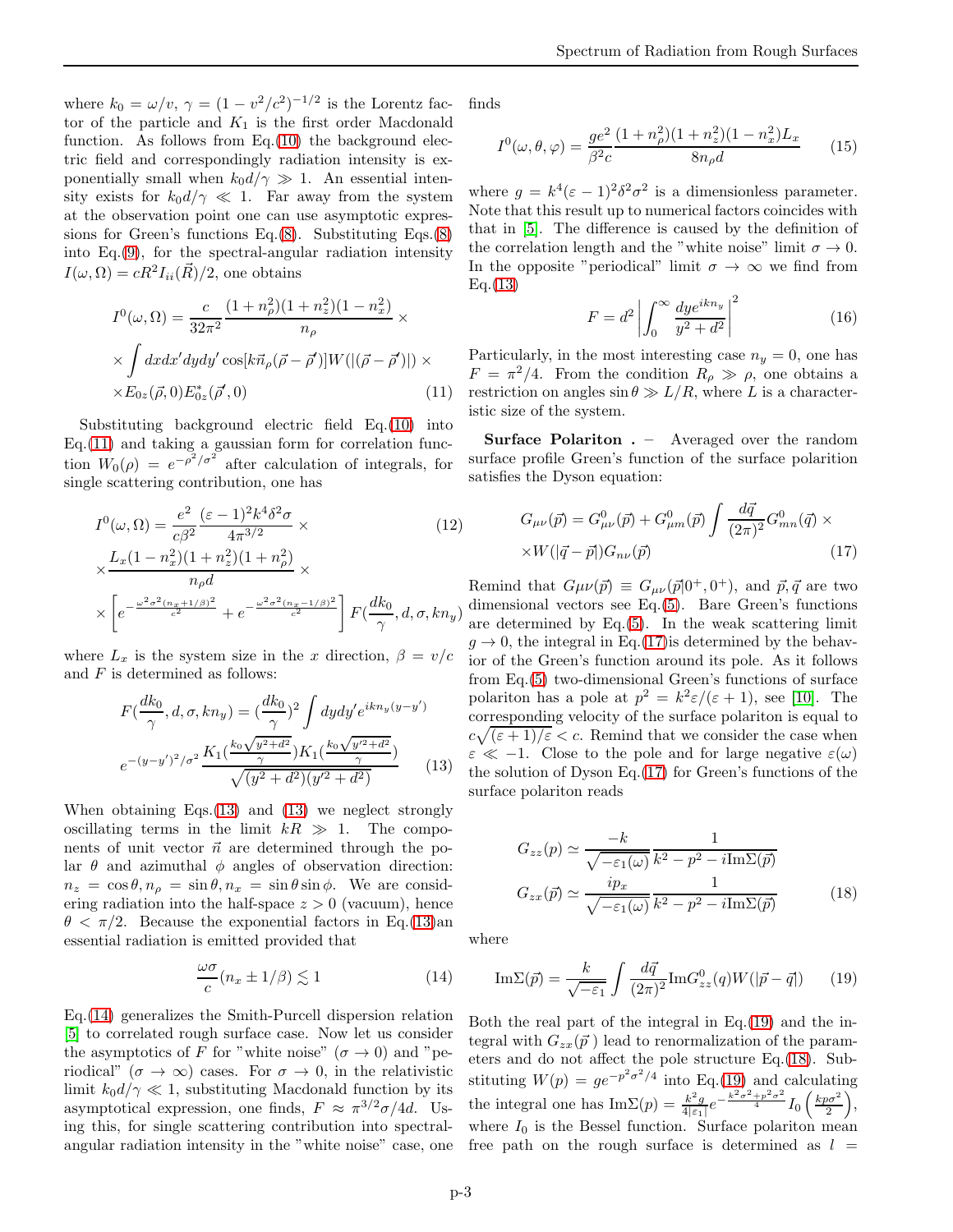where $k_0 = \omega/v$, $\gamma = (1 - v^2/c^2)^{-1/2}$ is the Lorentz factor of the particle and $K_1$ is the first order Macdonald function. As follows from Eq.(10) the background electric field and correspondingly radiation intensity is exponentially small when $k_0 d/\gamma \gg 1$. An essential intensity exists for $k_0 d/\gamma \ll 1$. Far away from the system at the observation point one can use asymptotic expressions for Green's functions Eq.(8). Substituting Eqs.(8) into Eq.(9), for the spectral-angular radiation intensity $I(\omega, \Omega) = cR^2 I_{ii}(\vec{R})/2$, one obtains

$$
\begin{aligned}
I^0(\omega, \Omega) &= \frac{c}{32\pi^2}\frac{(1+n_\rho^2)(1+n_z^2)(1-n_x^2)}{n_\rho} \times \\
&\times \int dx dx' dy dy' \cos[k\vec{n}_\rho(\vec{\rho}-\vec{\rho}')] W(|(\vec{\rho}-\vec{\rho}')|) \times \\
&\times E_{0z}(\vec{\rho}, 0) E^*_{0z}(\vec{\rho}', 0) \qquad (11)
\end{aligned}
$$

Substituting background electric field Eq.(10) into Eq.(11) and taking a gaussian form for correlation function $W_0(\rho) = e^{-\rho^2/\sigma^2}$ after calculation of integrals, for single scattering contribution, one has

$$
\begin{aligned}
I^0(\omega, \Omega) &= \frac{e^2}{c\beta^2}\frac{(\varepsilon-1)^2 k^4 \delta^2 \sigma}{4\pi^{3/2}} \times \qquad (12) \\
&\times \frac{L_x(1-n_x^2)(1+n_z^2)(1+n_\rho^2)}{n_\rho d} \times \\
&\times \left[ e^{-\frac{\omega^2\sigma^2(n_x+1/\beta)^2}{c^2}} + e^{-\frac{\omega^2\sigma^2(n_x-1/\beta)^2}{c^2}} \right] F\left(\frac{dk_0}{\gamma}, d, \sigma, kn_y\right)
\end{aligned}
$$

where $L_x$ is the system size in the $x$ direction, $\beta = v/c$ and $F$ is determined as follows:

$$
\begin{aligned}
F\left(\frac{dk_0}{\gamma}, d, \sigma, kn_y\right) &= \left(\frac{dk_0}{\gamma}\right)^2 \int dy dy' e^{ikn_y(y-y')} \\
e^{-(y-y')^2/\sigma^2} &\frac{K_1\left(\frac{k_0\sqrt{y^2+d^2}}{\gamma}\right) K_1\left(\frac{k_0\sqrt{y'^2+d^2}}{\gamma}\right)}{\sqrt{(y^2+d^2)(y'^2+d^2)}} \qquad (13)
\end{aligned}
$$

When obtaining Eqs.(13) and (13) we neglect strongly oscillating terms in the limit $kR \gg 1$. The components of unit vector $\vec{n}$ are determined through the polar $\theta$ and azimuthal $\phi$ angles of observation direction: $n_z = \cos\theta, n_\rho = \sin\theta, n_x = \sin\theta\sin\phi$. We are considering radiation into the half-space $z > 0$ (vacuum), hence $\theta < \pi/2$. Because the exponential factors in Eq.(13)an essential radiation is emitted provided that

$$
\frac{\omega\sigma}{c}(n_x \pm 1/\beta) \lesssim 1 \qquad (14)
$$

Eq.(14) generalizes the Smith-Purcell dispersion relation [5] to correlated rough surface case. Now let us consider the asymptotics of $F$ for "white noise" ($\sigma \to 0$) and "periodical" ($\sigma \to \infty$) cases. For $\sigma \to 0$, in the relativistic limit $k_0 d/\gamma \ll 1$, substituting Macdonald function by its asymptotical expression, one finds, $F \approx \pi^{3/2}\sigma/4d$. Using this, for single scattering contribution into spectral-angular radiation intensity in the "white noise" case, one finds

$$
I^0(\omega, \theta, \varphi) = \frac{ge^2}{\beta^2 c}\frac{(1+n_\rho^2)(1+n_z^2)(1-n_x^2)L_x}{8n_\rho d} \qquad (15)
$$

where $g = k^4(\varepsilon-1)^2\delta^2\sigma^2$ is a dimensionless parameter. Note that this result up to numerical factors coincides with that in [5]. The difference is caused by the definition of the correlation length and the "white noise" limit $\sigma \to 0$. In the opposite "periodical" limit $\sigma \to \infty$ we find from Eq.(13)

$$
F = d^2 \left| \int_0^\infty \frac{dy e^{ikn_y}}{y^2 + d^2} \right|^2 \qquad (16)
$$

Particularly, in the most interesting case $n_y = 0$, one has $F = \pi^2/4$. From the condition $R_\rho \gg \rho$, one obtains a restriction on angles $\sin\theta \gg L/R$, where $L$ is a characteristic size of the system.

**Surface Polariton .** – Averaged over the random surface profile Green's function of the surface polarition satisfies the Dyson equation:

$$
\begin{aligned}
G_{\mu\nu}(\vec{p}) &= G^0_{\mu\nu}(\vec{p}) + G^0_{\mu m}(\vec{p}) \int \frac{d\vec{q}}{(2\pi)^2} G^0_{mn}(\vec{q}) \times \\
&\times W(|\vec{q}-\vec{p}|) G_{n\nu}(\vec{p}) \qquad (17)
\end{aligned}
$$

Remind that $G\mu\nu(\vec{p}) \equiv G_{\mu\nu}(\vec{p}|0^+, 0^+)$, and $\vec{p}, \vec{q}$ are two dimensional vectors see Eq.(5). Bare Green's functions are determined by Eq.(5). In the weak scattering limit $g \to 0$, the integral in Eq.(17)is determined by the behavior of the Green's function around its pole. As it follows from Eq.(5) two-dimensional Green's functions of surface polariton has a pole at $p^2 = k^2\varepsilon/(\varepsilon+1)$, see [10]. The corresponding velocity of the surface polariton is equal to $c\sqrt{(\varepsilon+1)/\varepsilon} < c$. Remind that we consider the case when $\varepsilon \ll -1$. Close to the pole and for large negative $\varepsilon(\omega)$ the solution of Dyson Eq.(17) for Green's functions of the surface polariton reads

$$
\begin{aligned}
G_{zz}(p) &\simeq \frac{-k}{\sqrt{-\varepsilon_1(\omega)}} \frac{1}{k^2 - p^2 - i\mathrm{Im}\Sigma(\vec{p})} \\
G_{zx}(\vec{p}) &\simeq \frac{ip_x}{\sqrt{-\varepsilon_1(\omega)}} \frac{1}{k^2 - p^2 - i\mathrm{Im}\Sigma(\vec{p})} \qquad (18)
\end{aligned}
$$

where

$$
\mathrm{Im}\Sigma(\vec{p}) = \frac{k}{\sqrt{-\varepsilon_1}} \int \frac{d\vec{q}}{(2\pi)^2} \mathrm{Im}G^0_{zz}(q) W(|\vec{p}-\vec{q}|) \qquad (19)
$$

Both the real part of the integral in Eq.(19) and the integral with $G_{zx}(\vec{p})$ lead to renormalization of the parameters and do not affect the pole structure Eq.(18). Substituting $W(p) = ge^{-p^2\sigma^2/4}$ into Eq.(19) and calculating the integral one has $\mathrm{Im}\Sigma(p) = \frac{k^2 g}{4|\varepsilon_1|} e^{-\frac{k^2\sigma^2 + p^2\sigma^2}{4}} I_0\left(\frac{kp\sigma^2}{2}\right)$, where $I_0$ is the Bessel function. Surface polariton mean free path on the rough surface is determined as $l =$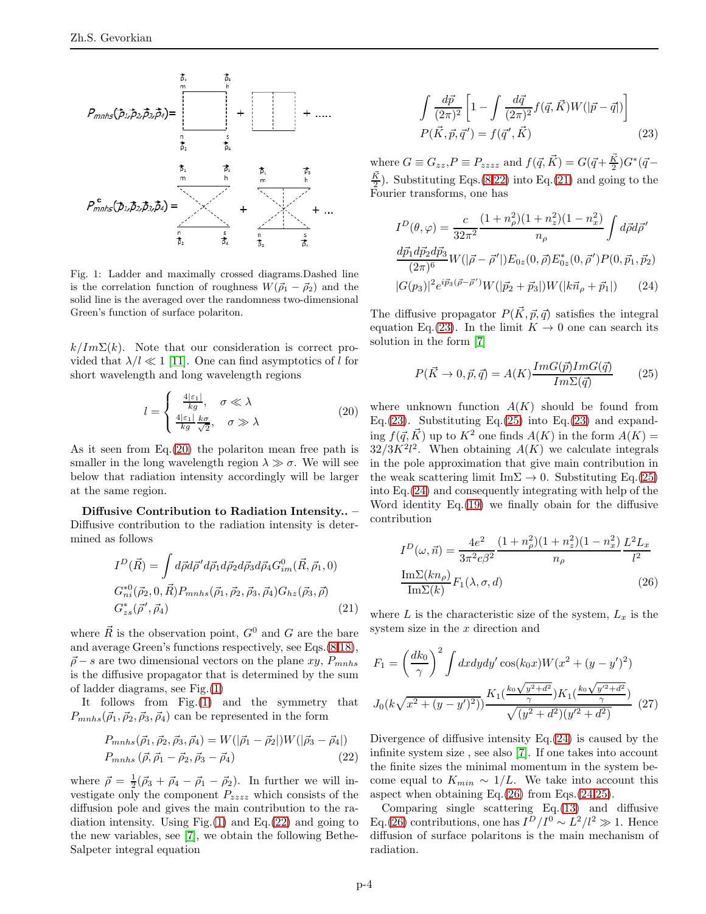Fig. 1: Ladder and maximally crossed diagrams.Dashed line is the correlation function of roughness $W(\vec{\rho}_1 - \vec{\rho}_2)$ and the solid line is the averaged over the randomness two-dimensional Green's function of surface polariton.

$k/Im\Sigma(k)$. Note that our consideration is correct provided that $\lambda/l \ll 1$ [11]. One can find asymptotics of $l$ for short wavelength and long wavelength regions

$$
l = \begin{cases} \frac{4|\varepsilon_1|}{kg}, & \sigma \ll \lambda \\ \frac{4|\varepsilon_1|}{kg}\frac{k\sigma}{\sqrt{2}}, & \sigma \gg \lambda \end{cases} \tag{20}
$$

As it seen from Eq.(20) the polariton mean free path is smaller in the long wavelength region $\lambda \gg \sigma$. We will see below that radiation intensity accordingly will be larger at the same region.

**Diffusive Contribution to Radiation Intensity..** – Diffusive contribution to the radiation intensity is determined as follows

$$
I^D(\vec{R}) = \int d\vec{\rho} d\vec{\rho}' d\vec{\rho}_1 d\vec{\rho}_2 d\vec{\rho}_3 d\vec{\rho}_4 G^0_{im}(\vec{R}, \vec{\rho}_1, 0)
$$
$$
G^{*0}_{ni}(\vec{\rho}_2, 0, \vec{R}) P_{mnhs}(\vec{\rho}_1, \vec{\rho}_2, \vec{\rho}_3, \vec{\rho}_4) G_{hz}(\vec{\rho}_3, \vec{\rho})
$$
$$
G^*_{zs}(\vec{\rho}', \vec{\rho}_4) \tag{21}
$$

where $\vec{R}$ is the observation point, $G^0$ and $G$ are the bare and average Green's functions respectively, see Eqs.(8,18), $\vec{\rho}-s$ are two dimensional vectors on the plane $xy$, $P_{mnhs}$ is the diffusive propagator that is determined by the sum of ladder diagrams, see Fig.(1)

It follows from Fig.(1) and the symmetry that $P_{mnhs}(\vec{\rho}_1, \vec{\rho}_2, \vec{\rho}_3, \vec{\rho}_4)$ can be represented in the form

$$
P_{mnhs}(\vec{\rho}_1, \vec{\rho}_2, \vec{\rho}_3, \vec{\rho}_4) = W(|\vec{\rho}_1 - \vec{\rho}_2|) W(|\vec{\rho}_3 - \vec{\rho}_4|)
$$
$$
P_{mnhs}(\vec{\rho}, \vec{\rho}_1 - \vec{\rho}_2, \vec{\rho}_3 - \vec{\rho}_4) \tag{22}
$$

where $\vec{\rho} = \frac{1}{2}(\vec{\rho}_3 + \vec{\rho}_4 - \vec{\rho}_1 - \vec{\rho}_2)$. In further we will investigate only the component $P_{zzzz}$ which consists of the diffusion pole and gives the main contribution to the radiation intensity. Using Fig.(1) and Eq.(22) and going to the new variables, see [7], we obtain the following Bethe-Salpeter integral equation

$$
\int \frac{d\vec{p}}{(2\pi)^2} \left[ 1 - \int \frac{d\vec{q}}{(2\pi)^2} f(\vec{q}, \vec{K}) W(|\vec{p} - \vec{q}|) \right]
$$
$$
P(\vec{K}, \vec{p}, \vec{q}') = f(\vec{q}', \vec{K}) \tag{23}
$$

where $G \equiv G_{zz}, P \equiv P_{zzzz}$ and $f(\vec{q}, \vec{K}) = G(\vec{q} + \frac{\vec{K}}{2}) G^*(\vec{q} - \frac{\vec{K}}{2})$. Substituting Eqs.(8,22) into Eq.(21) and going to the Fourier transforms, one has

$$
I^D(\theta, \varphi) = \frac{c}{32\pi^2} \frac{(1+n_\rho^2)(1+n_z^2)(1-n_x^2)}{n_\rho} \int d\vec{\rho} d\vec{\rho}'
$$
$$
\frac{d\vec{p}_1 d\vec{p}_2 d\vec{p}_3}{(2\pi)^6} W(|\vec{\rho} - \vec{\rho}'|) E_{0z}(0, \vec{\rho}) E^*_{0z}(0, \vec{\rho}') P(0, \vec{p}_1, \vec{p}_2)
$$
$$
|G(p_3)|^2 e^{i\vec{p}_3(\vec{\rho} - \vec{\rho}')} W(|\vec{p}_2 + \vec{p}_3|) W(|k\vec{n}_\rho + \vec{p}_1|) \tag{24}
$$

The diffusive propagator $P(\vec{K}, \vec{p}, \vec{q})$ satisfies the integral equation Eq.(23). In the limit $K \to 0$ one can search its solution in the form [7]

$$
P(\vec{K} \to 0, \vec{p}, \vec{q}) = A(K) \frac{ImG(\vec{p}) ImG(\vec{q})}{Im\Sigma(\vec{q})} \tag{25}
$$

where unknown function $A(K)$ should be found from Eq.(23). Substituting Eq.(25) into Eq.(23) and expanding $f(\vec{q}, \vec{K})$ up to $K^2$ one finds $A(K)$ in the form $A(K) = 32/3K^2l^2$. When obtaining $A(K)$ we calculate integrals in the pole approximation that give main contribution in the weak scattering limit $\text{Im}\Sigma \to 0$. Substituting Eq.(25) into Eq.(24) and consequently integrating with help of the Word identity Eq.(19) we finally obain for the diffusive contribution

$$
I^D(\omega, \vec{n}) = \frac{4e^2}{3\pi^2 c\beta^2} \frac{(1+n_\rho^2)(1+n_z^2)(1-n_x^2)}{n_\rho} \frac{L^2 L_x}{l^2}
$$
$$
\frac{\text{Im}\Sigma(kn_\rho)}{\text{Im}\Sigma(k)} F_1(\lambda, \sigma, d) \tag{26}
$$

where $L$ is the characteristic size of the system, $L_x$ is the system size in the $x$ direction and

$$
F_1 = \left( \frac{dk_0}{\gamma} \right)^2 \int dx dy dy' \cos(k_0 x) W(x^2 + (y - y')^2)
$$
$$
J_0(k\sqrt{x^2 + (y - y')^2}) \frac{K_1(\frac{k_0\sqrt{y^2+d^2}}{\gamma}) K_1(\frac{k_0\sqrt{y'^2+d^2}}{\gamma})}{\sqrt{(y^2+d^2)(y'^2+d^2)}} \tag{27}
$$

Divergence of diffusive intensity Eq.(24) is caused by the infinite system size , see also [7]. If one takes into account the finite sizes the minimal momentum in the system become equal to $K_{min} \sim 1/L$. We take into account this aspect when obtaining Eq.(26) from Eqs.(24,25).

Comparing single scattering Eq.(13) and diffusive Eq.(26) contributions, one has $I^D/I^0 \sim L^2/l^2 \gg 1$. Hence diffusion of surface polaritons is the main mechanism of radiation.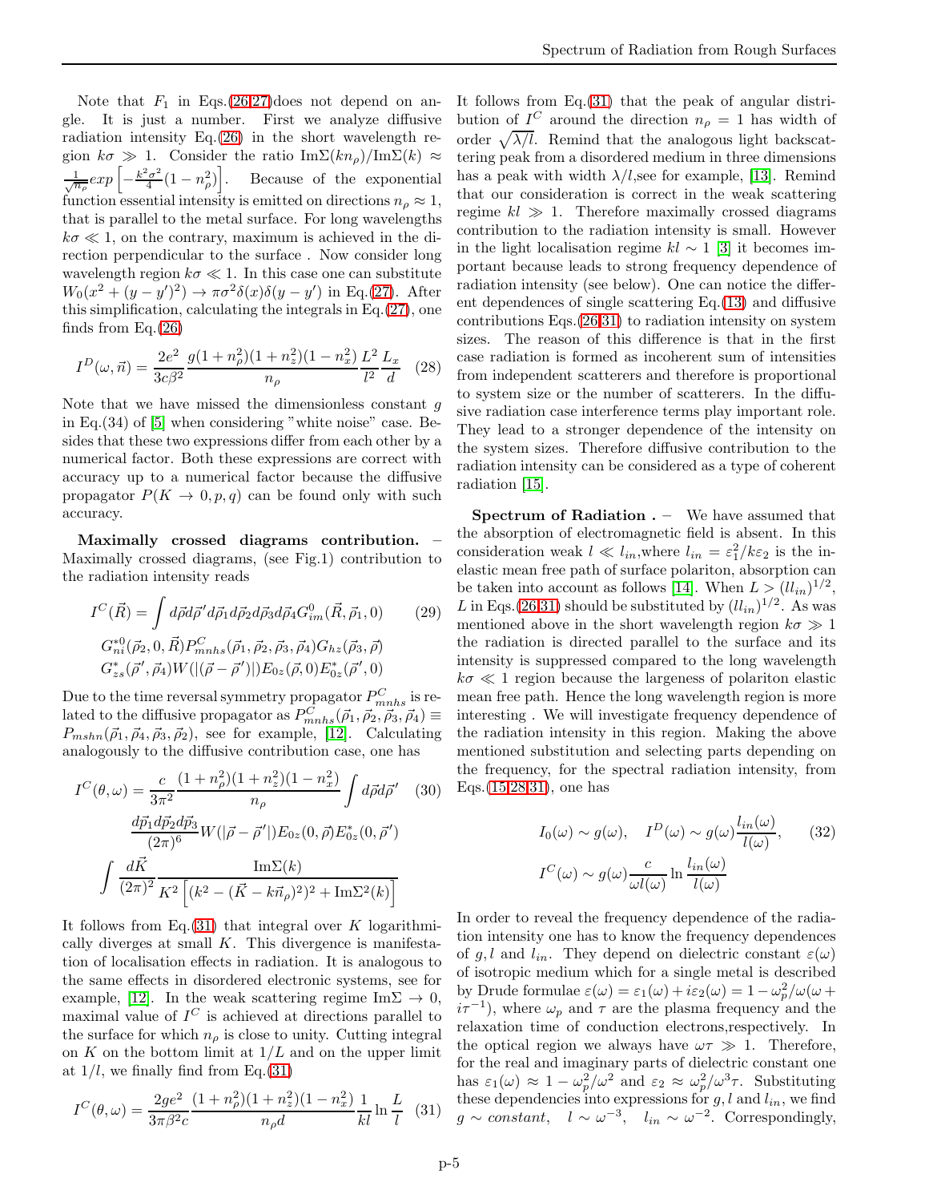Note that $F_1$ in Eqs.(26,27)does not depend on angle. It is just a number. First we analyze diffusive radiation intensity Eq.(26) in the short wavelength region $k\sigma \gg 1$. Consider the ratio $\mathrm{Im}\Sigma(kn_\rho)/\mathrm{Im}\Sigma(k) \approx \frac{1}{\sqrt{n_\rho}} exp\left[-\frac{k^2\sigma^2}{4}(1-n_\rho^2)\right]$. Because of the exponential function essential intensity is emitted on directions $n_\rho \approx 1$, that is parallel to the metal surface. For long wavelengths $k\sigma \ll 1$, on the contrary, maximum is achieved in the direction perpendicular to the surface . Now consider long wavelength region $k\sigma \ll 1$. In this case one can substitute $W_0(x^2+(y-y')^2) \to \pi\sigma^2\delta(x)\delta(y-y')$ in Eq.(27). After this simplification, calculating the integrals in Eq.(27), one finds from Eq.(26)

$$I^D(\omega,\vec{n}) = \frac{2e^2}{3c\beta^2}\frac{g(1+n_\rho^2)(1+n_z^2)(1-n_x^2)}{n_\rho}\frac{L^2}{l^2}\frac{L_x}{d} \quad (28)$$

Note that we have missed the dimensionless constant $g$ in Eq.(34) of [5] when considering "white noise" case. Besides that these two expressions differ from each other by a numerical factor. Both these expressions are correct with accuracy up to a numerical factor because the diffusive propagator $P(K \to 0, p, q)$ can be found only with such accuracy.

**Maximally crossed diagrams contribution.** – Maximally crossed diagrams, (see Fig.1) contribution to the radiation intensity reads

$$\begin{aligned} I^C(\vec{R}) = \int d\vec{\rho}d\vec{\rho}'d\vec{\rho}_1 d\vec{\rho}_2 d\vec{\rho}_3 d\vec{\rho}_4 G^0_{im}(\vec{R},\vec{\rho}_1,0) \quad (29)\\ G^{*0}_{ni}(\vec{\rho}_2,0,\vec{R})P^C_{mnhs}(\vec{\rho}_1,\vec{\rho}_2,\vec{\rho}_3,\vec{\rho}_4)G_{hz}(\vec{\rho}_3,\vec{\rho})\\ G^*_{zs}(\vec{\rho}',\vec{\rho}_4)W(|(\vec{\rho}-\vec{\rho}')|)E_{0z}(\vec{\rho},0)E^*_{0z}(\vec{\rho}',0) \end{aligned}$$

Due to the time reversal symmetry propagator $P^C_{mnhs}$ is related to the diffusive propagator as $P^C_{mnhs}(\vec{\rho}_1,\vec{\rho}_2,\vec{\rho}_3,\vec{\rho}_4) \equiv P_{mshn}(\vec{\rho}_1,\vec{\rho}_4,\vec{\rho}_3,\vec{\rho}_2)$, see for example, [12]. Calculating analogously to the diffusive contribution case, one has

$$\begin{aligned} I^C(\theta,\omega) = \frac{c}{3\pi^2}\frac{(1+n_\rho^2)(1+n_z^2)(1-n_x^2)}{n_\rho}\int d\vec{\rho}d\vec{\rho}' \quad (30)\\ \frac{d\vec{p}_1 d\vec{p}_2 d\vec{p}_3}{(2\pi)^6}W(|\vec{\rho}-\vec{\rho}'|)E_{0z}(0,\vec{\rho})E^*_{0z}(0,\vec{\rho}')\\ \int\frac{d\vec{K}}{(2\pi)^2}\frac{\mathrm{Im}\Sigma(k)}{K^2\left[(k^2-(\vec{K}-k\vec{n}_\rho)^2)^2+\mathrm{Im}\Sigma^2(k)\right]} \end{aligned}$$

It follows from Eq.(31) that integral over $K$ logarithmically diverges at small $K$. This divergence is manifestation of localisation effects in radiation. It is analogous to the same effects in disordered electronic systems, see for example, [12]. In the weak scattering regime $\mathrm{Im}\Sigma \to 0$, maximal value of $I^C$ is achieved at directions parallel to the surface for which $n_\rho$ is close to unity. Cutting integral on $K$ on the bottom limit at $1/L$ and on the upper limit at $1/l$, we finally find from Eq.(31)

$$I^C(\theta,\omega) = \frac{2ge^2}{3\pi\beta^2 c}\frac{(1+n_\rho^2)(1+n_z^2)(1-n_x^2)}{n_\rho d}\frac{1}{kl}\ln\frac{L}{l} \quad (31)$$

It follows from Eq.(31) that the peak of angular distribution of $I^C$ around the direction $n_\rho = 1$ has width of order $\sqrt{\lambda/l}$. Remind that the analogous light backscattering peak from a disordered medium in three dimensions has a peak with width $\lambda/l$,see for example, [13]. Remind that our consideration is correct in the weak scattering regime $kl \gg 1$. Therefore maximally crossed diagrams contribution to the radiation intensity is small. However in the light localisation regime $kl \sim 1$ [3] it becomes important because leads to strong frequency dependence of radiation intensity (see below). One can notice the different dependences of single scattering Eq.(13) and diffusive contributions Eqs.(26,31) to radiation intensity on system sizes. The reason of this difference is that in the first case radiation is formed as incoherent sum of intensities from independent scatterers and therefore is proportional to system size or the number of scatterers. In the diffusive radiation case interference terms play important role. They lead to a stronger dependence of the intensity on the system sizes. Therefore diffusive contribution to the radiation intensity can be considered as a type of coherent radiation [15].

**Spectrum of Radiation .** – We have assumed that the absorption of electromagnetic field is absent. In this consideration weak $l \ll l_{in}$,where $l_{in} = \varepsilon_1^2/k\varepsilon_2$ is the inelastic mean free path of surface polariton, absorption can be taken into account as follows [14]. When $L > (ll_{in})^{1/2}$, $L$ in Eqs.(26,31) should be substituted by $(ll_{in})^{1/2}$. As was mentioned above in the short wavelength region $k\sigma \gg 1$ the radiation is directed parallel to the surface and its intensity is suppressed compared to the long wavelength $k\sigma \ll 1$ region because the largeness of polariton elastic mean free path. Hence the long wavelength region is more interesting . We will investigate frequency dependence of the radiation intensity in this region. Making the above mentioned substitution and selecting parts depending on the frequency, for the spectral radiation intensity, from Eqs.(15,28,31), one has

$$\begin{aligned} I_0(\omega) \sim g(\omega), \quad I^D(\omega) \sim g(\omega)\frac{l_{in}(\omega)}{l(\omega)}, \quad (32)\\ I^C(\omega) \sim g(\omega)\frac{c}{\omega l(\omega)}\ln\frac{l_{in}(\omega)}{l(\omega)} \end{aligned}$$

In order to reveal the frequency dependence of the radiation intensity one has to know the frequency dependences of $g, l$ and $l_{in}$. They depend on dielectric constant $\varepsilon(\omega)$ of isotropic medium which for a single metal is described by Drude formulae $\varepsilon(\omega) = \varepsilon_1(\omega) + i\varepsilon_2(\omega) = 1 - \omega_p^2/\omega(\omega + i\tau^{-1})$, where $\omega_p$ and $\tau$ are the plasma frequency and the relaxation time of conduction electrons,respectively. In the optical region we always have $\omega\tau \gg 1$. Therefore, for the real and imaginary parts of dielectric constant one has $\varepsilon_1(\omega) \approx 1 - \omega_p^2/\omega^2$ and $\varepsilon_2 \approx \omega_p^2/\omega^3\tau$. Substituting these dependencies into expressions for $g, l$ and $l_{in}$, we find $g \sim constant$, $l \sim \omega^{-3}$, $l_{in} \sim \omega^{-2}$. Correspondingly,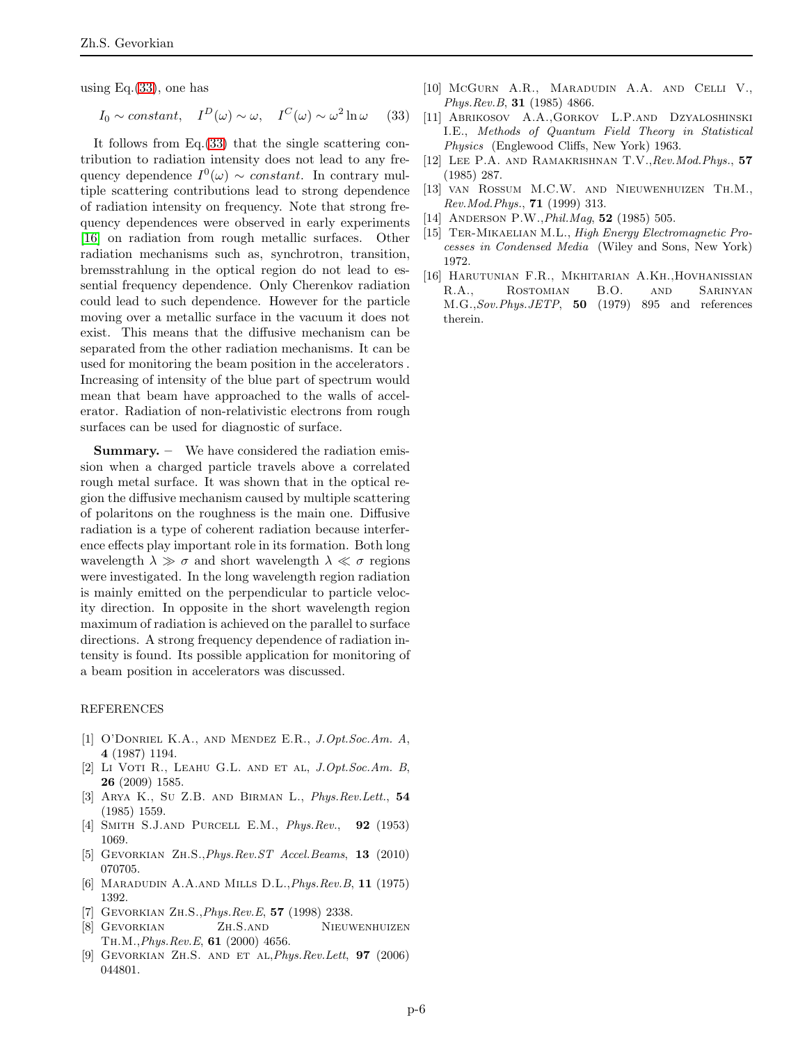using Eq.(33), one has

$$I_0 \sim constant, \quad I^D(\omega) \sim \omega, \quad I^C(\omega) \sim \omega^2 \ln \omega \tag{33}$$

It follows from Eq.(33) that the single scattering contribution to radiation intensity does not lead to any frequency dependence $I^0(\omega) \sim constant$. In contrary multiple scattering contributions lead to strong dependence of radiation intensity on frequency. Note that strong frequency dependences were observed in early experiments [16] on radiation from rough metallic surfaces. Other radiation mechanisms such as, synchrotron, transition, bremsstrahlung in the optical region do not lead to essential frequency dependence. Only Cherenkov radiation could lead to such dependence. However for the particle moving over a metallic surface in the vacuum it does not exist. This means that the diffusive mechanism can be separated from the other radiation mechanisms. It can be used for monitoring the beam position in the accelerators . Increasing of intensity of the blue part of spectrum would mean that beam have approached to the walls of accelerator. Radiation of non-relativistic electrons from rough surfaces can be used for diagnostic of surface.

**Summary.** – We have considered the radiation emission when a charged particle travels above a correlated rough metal surface. It was shown that in the optical region the diffusive mechanism caused by multiple scattering of polaritons on the roughness is the main one. Diffusive radiation is a type of coherent radiation because interference effects play important role in its formation. Both long wavelength $\lambda \gg \sigma$ and short wavelength $\lambda \ll \sigma$ regions were investigated. In the long wavelength region radiation is mainly emitted on the perpendicular to particle velocity direction. In opposite in the short wavelength region maximum of radiation is achieved on the parallel to surface directions. A strong frequency dependence of radiation intensity is found. Its possible application for monitoring of a beam position in accelerators was discussed.

## REFERENCES

[1] O'Donriel K.A., and Mendez E.R., *J.Opt.Soc.Am. A*, **4** (1987) 1194.

[2] Li Voti R., Leahu G.L. and et al, *J.Opt.Soc.Am. B*, **26** (2009) 1585.

[3] Arya K., Su Z.B. and Birman L., *Phys.Rev.Lett.*, **54** (1985) 1559.

[4] Smith S.J.and Purcell E.M., *Phys.Rev.*, **92** (1953) 1069.

[5] Gevorkian Zh.S.,*Phys.Rev.ST Accel.Beams*, **13** (2010) 070705.

[6] Maradudin A.A.and Mills D.L.,*Phys.Rev.B*, **11** (1975) 1392.

[7] Gevorkian Zh.S., *Phys.Rev.E*, **57** (1998) 2338.

[8] Gevorkian Zh.S.and Nieuwenhuizen Th.M.,*Phys.Rev.E*, **61** (2000) 4656.

[9] Gevorkian Zh.S. and et al,*Phys.Rev.Lett*, **97** (2006) 044801.

[10] McGurn A.R., Maradudin A.A. and Celli V., *Phys.Rev.B*, **31** (1985) 4866.

[11] Abrikosov A.A.,Gorkov L.P.and Dzyaloshinski I.E., *Methods of Quantum Field Theory in Statistical Physics* (Englewood Cliffs, New York) 1963.

[12] Lee P.A. and Ramakrishnan T.V.,*Rev.Mod.Phys.*, **57** (1985) 287.

[13] van Rossum M.C.W. and Nieuwenhuizen Th.M., *Rev.Mod.Phys.*, **71** (1999) 313.

[14] Anderson P.W.,*Phil.Mag*, **52** (1985) 505.

[15] Ter-Mikaelian M.L., *High Energy Electromagnetic Processes in Condensed Media* (Wiley and Sons, New York) 1972.

[16] Harutunian F.R., Mkhitarian A.Kh.,Hovhanissian R.A., Rostomian B.O. and Sarinyan M.G.,*Sov.Phys.JETP*, **50** (1979) 895 and references therein.